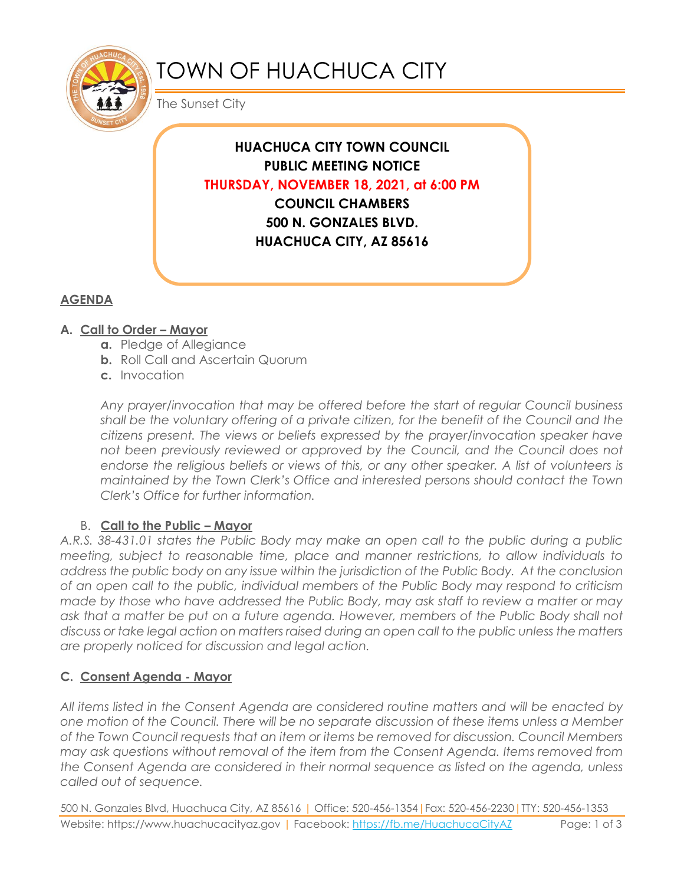# TOWN OF HUACHUCA CITY

The Sunset City

**HUACHUCA CITY TOWN COUNCIL**
**PUBLIC MEETING NOTICE**
**THURSDAY, NOVEMBER 18, 2021, at 6:00 PM**
**COUNCIL CHAMBERS**
**500 N. GONZALES BLVD.**
**HUACHUCA CITY, AZ 85616**

## AGENDA

### A. Call to Order – Mayor

- **a.** Pledge of Allegiance
- **b.** Roll Call and Ascertain Quorum
- **c.** Invocation

*Any prayer/invocation that may be offered before the start of regular Council business shall be the voluntary offering of a private citizen, for the benefit of the Council and the citizens present. The views or beliefs expressed by the prayer/invocation speaker have not been previously reviewed or approved by the Council, and the Council does not endorse the religious beliefs or views of this, or any other speaker. A list of volunteers is maintained by the Town Clerk's Office and interested persons should contact the Town Clerk's Office for further information.*

### B. Call to the Public – Mayor

*A.R.S. 38-431.01 states the Public Body may make an open call to the public during a public meeting, subject to reasonable time, place and manner restrictions, to allow individuals to address the public body on any issue within the jurisdiction of the Public Body. At the conclusion of an open call to the public, individual members of the Public Body may respond to criticism made by those who have addressed the Public Body, may ask staff to review a matter or may ask that a matter be put on a future agenda. However, members of the Public Body shall not discuss or take legal action on matters raised during an open call to the public unless the matters are properly noticed for discussion and legal action.*

### C. Consent Agenda - Mayor

*All items listed in the Consent Agenda are considered routine matters and will be enacted by one motion of the Council. There will be no separate discussion of these items unless a Member of the Town Council requests that an item or items be removed for discussion. Council Members may ask questions without removal of the item from the Consent Agenda. Items removed from the Consent Agenda are considered in their normal sequence as listed on the agenda, unless called out of sequence.*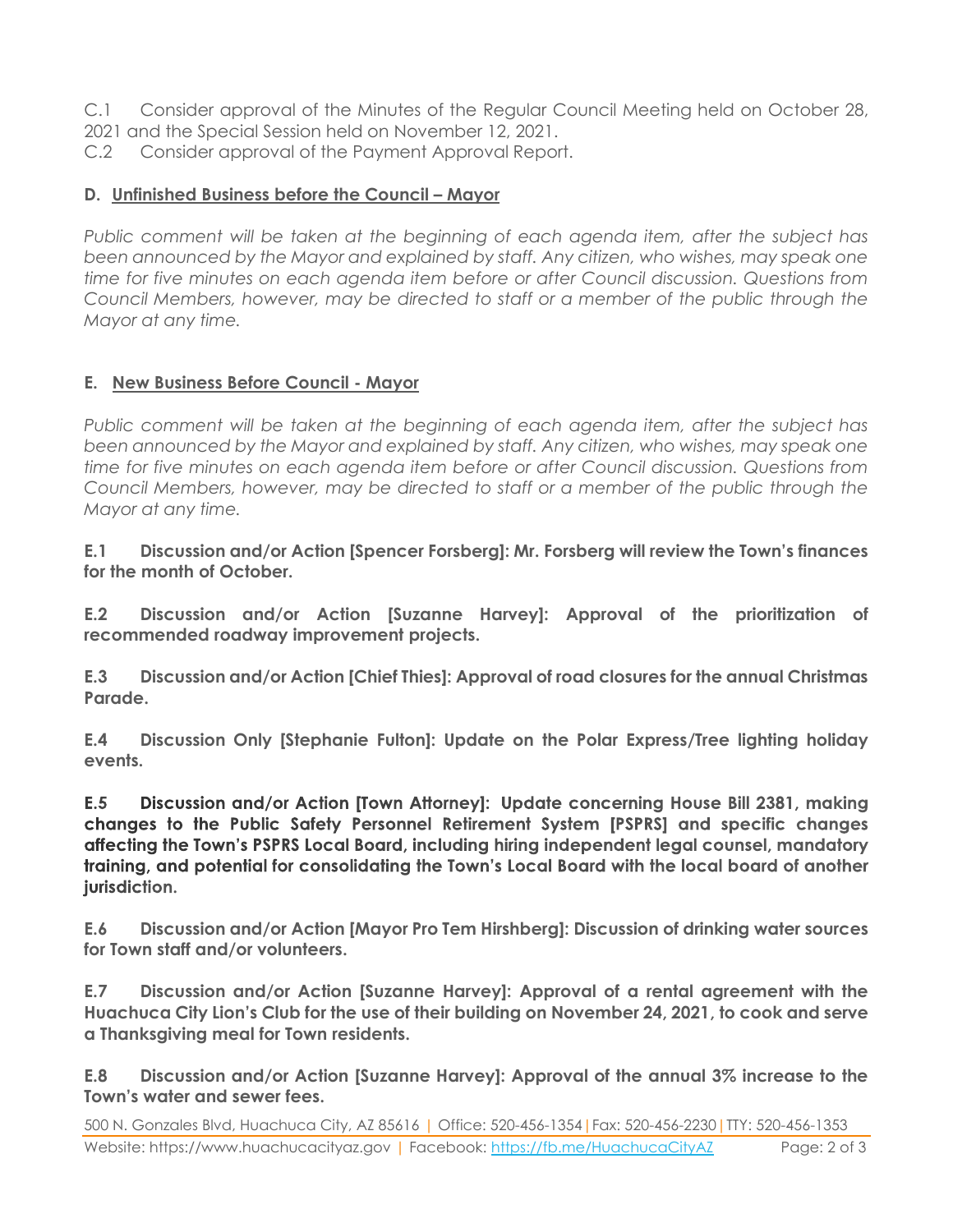C.1 Consider approval of the Minutes of the Regular Council Meeting held on October 28, 2021 and the Special Session held on November 12, 2021.

C.2 Consider approval of the Payment Approval Report.

## D. Unfinished Business before the Council – Mayor

*Public comment will be taken at the beginning of each agenda item, after the subject has been announced by the Mayor and explained by staff. Any citizen, who wishes, may speak one time for five minutes on each agenda item before or after Council discussion. Questions from Council Members, however, may be directed to staff or a member of the public through the Mayor at any time.*

## E. New Business Before Council - Mayor

*Public comment will be taken at the beginning of each agenda item, after the subject has been announced by the Mayor and explained by staff. Any citizen, who wishes, may speak one time for five minutes on each agenda item before or after Council discussion. Questions from Council Members, however, may be directed to staff or a member of the public through the Mayor at any time.*

**E.1 Discussion and/or Action [Spencer Forsberg]: Mr. Forsberg will review the Town's finances for the month of October.**

**E.2 Discussion and/or Action [Suzanne Harvey]: Approval of the prioritization of recommended roadway improvement projects.**

**E.3 Discussion and/or Action [Chief Thies]: Approval of road closures for the annual Christmas Parade.**

**E.4 Discussion Only [Stephanie Fulton]: Update on the Polar Express/Tree lighting holiday events.**

**E.5 Discussion and/or Action [Town Attorney]: Update concerning House Bill 2381, making changes to the Public Safety Personnel Retirement System [PSPRS] and specific changes affecting the Town's PSPRS Local Board, including hiring independent legal counsel, mandatory training, and potential for consolidating the Town's Local Board with the local board of another jurisdiction.**

**E.6 Discussion and/or Action [Mayor Pro Tem Hirshberg]: Discussion of drinking water sources for Town staff and/or volunteers.**

**E.7 Discussion and/or Action [Suzanne Harvey]: Approval of a rental agreement with the Huachuca City Lion's Club for the use of their building on November 24, 2021, to cook and serve a Thanksgiving meal for Town residents.**

**E.8 Discussion and/or Action [Suzanne Harvey]: Approval of the annual 3% increase to the Town's water and sewer fees.**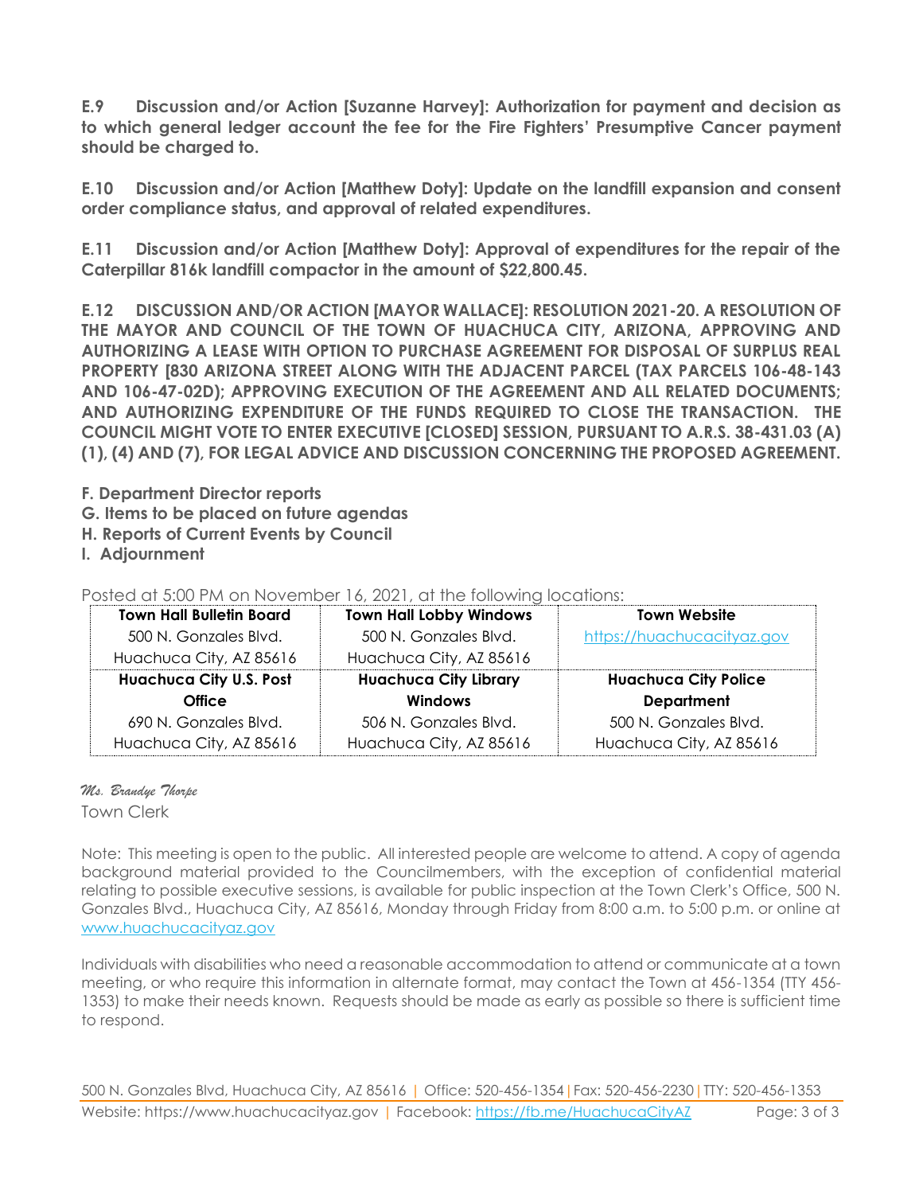**E.9 Discussion and/or Action [Suzanne Harvey]: Authorization for payment and decision as to which general ledger account the fee for the Fire Fighters' Presumptive Cancer payment should be charged to.**

**E.10 Discussion and/or Action [Matthew Doty]: Update on the landfill expansion and consent order compliance status, and approval of related expenditures.**

**E.11 Discussion and/or Action [Matthew Doty]: Approval of expenditures for the repair of the Caterpillar 816k landfill compactor in the amount of $22,800.45.**

**E.12 DISCUSSION AND/OR ACTION [MAYOR WALLACE]: RESOLUTION 2021-20. A RESOLUTION OF THE MAYOR AND COUNCIL OF THE TOWN OF HUACHUCA CITY, ARIZONA, APPROVING AND AUTHORIZING A LEASE WITH OPTION TO PURCHASE AGREEMENT FOR DISPOSAL OF SURPLUS REAL PROPERTY [830 ARIZONA STREET ALONG WITH THE ADJACENT PARCEL (TAX PARCELS 106-48-143 AND 106-47-02D); APPROVING EXECUTION OF THE AGREEMENT AND ALL RELATED DOCUMENTS; AND AUTHORIZING EXPENDITURE OF THE FUNDS REQUIRED TO CLOSE THE TRANSACTION. THE COUNCIL MIGHT VOTE TO ENTER EXECUTIVE [CLOSED] SESSION, PURSUANT TO A.R.S. 38-431.03 (A) (1), (4) AND (7), FOR LEGAL ADVICE AND DISCUSSION CONCERNING THE PROPOSED AGREEMENT.**

**F. Department Director reports**
**G. Items to be placed on future agendas**
**H. Reports of Current Events by Council**
**I. Adjournment**

Posted at 5:00 PM on November 16, 2021, at the following locations:

| | | |
|---|---|---|
| **Town Hall Bulletin Board**<br>500 N. Gonzales Blvd.<br>Huachuca City, AZ 85616 | **Town Hall Lobby Windows**<br>500 N. Gonzales Blvd.<br>Huachuca City, AZ 85616 | **Town Website**<br>https://huachucacityaz.gov |
| **Huachuca City U.S. Post Office**<br>690 N. Gonzales Blvd.<br>Huachuca City, AZ 85616 | **Huachuca City Library Windows**<br>506 N. Gonzales Blvd.<br>Huachuca City, AZ 85616 | **Huachuca City Police Department**<br>500 N. Gonzales Blvd.<br>Huachuca City, AZ 85616 |

*Ms. Brandye Thorpe*
Town Clerk

Note: This meeting is open to the public. All interested people are welcome to attend. A copy of agenda background material provided to the Councilmembers, with the exception of confidential material relating to possible executive sessions, is available for public inspection at the Town Clerk's Office, 500 N. Gonzales Blvd., Huachuca City, AZ 85616, Monday through Friday from 8:00 a.m. to 5:00 p.m. or online at www.huachucacityaz.gov

Individuals with disabilities who need a reasonable accommodation to attend or communicate at a town meeting, or who require this information in alternate format, may contact the Town at 456-1354 (TTY 456-1353) to make their needs known. Requests should be made as early as possible so there is sufficient time to respond.